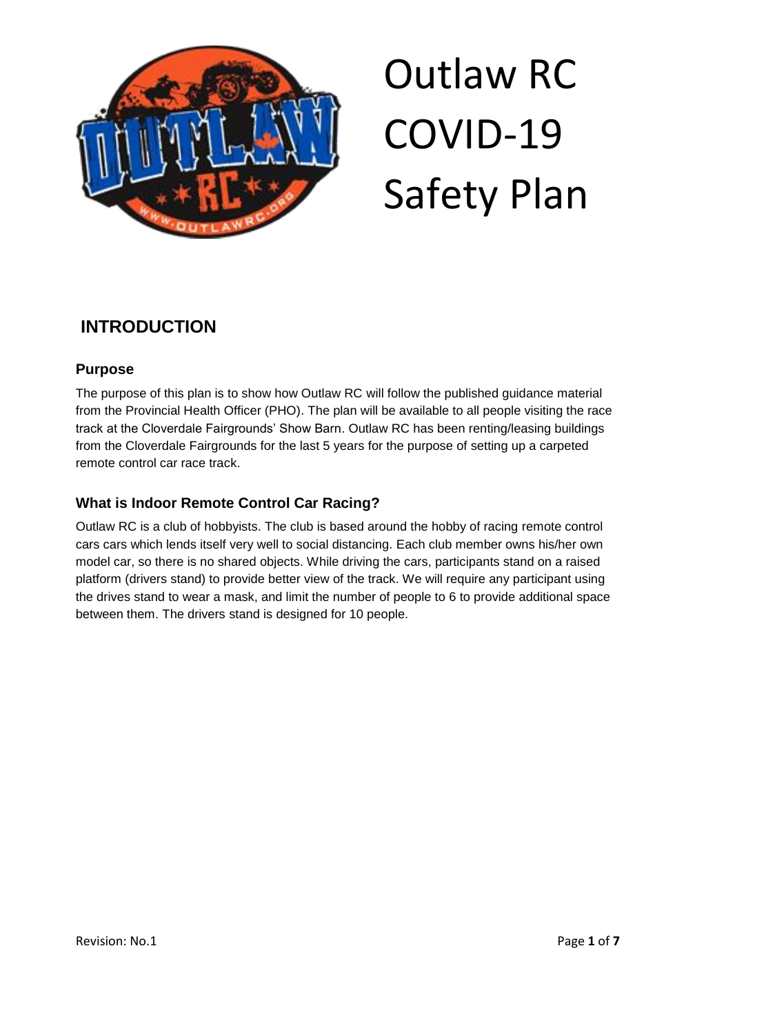# Outlaw RC COVID-19 Safety Plan

## INTRODUCTION

### Purpose

The purpose of this plan is to show how Outlaw RC will follow the published guidance material from the Provincial Health Officer (PHO). The plan will be available to all people visiting the race track at the Cloverdale Fairgrounds' Show Barn. Outlaw RC has been renting/leasing buildings from the Cloverdale Fairgrounds for the last 5 years for the purpose of setting up a carpeted remote control car race track.

### What is Indoor Remote Control Car Racing?

Outlaw RC is a club of hobbyists. The club is based around the hobby of racing remote control cars cars which lends itself very well to social distancing. Each club member owns his/her own model car, so there is no shared objects. While driving the cars, participants stand on a raised platform (drivers stand) to provide better view of the track. We will require any participant using the drives stand to wear a mask, and limit the number of people to 6 to provide additional space between them. The drivers stand is designed for 10 people.

Revision: No.1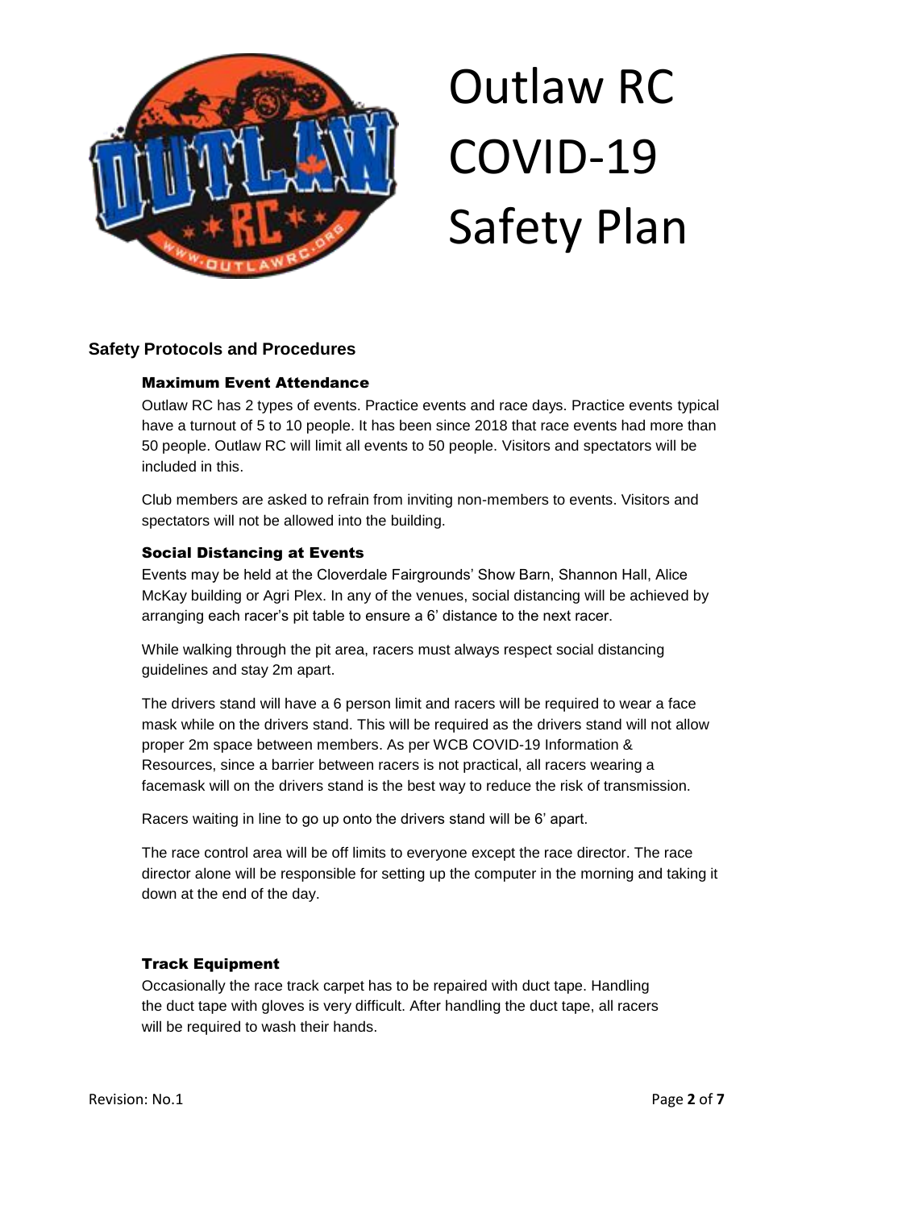# Outlaw RC COVID-19 Safety Plan

## Safety Protocols and Procedures

### Maximum Event Attendance

Outlaw RC has 2 types of events. Practice events and race days. Practice events typical have a turnout of 5 to 10 people. It has been since 2018 that race events had more than 50 people. Outlaw RC will limit all events to 50 people. Visitors and spectators will be included in this.

Club members are asked to refrain from inviting non-members to events. Visitors and spectators will not be allowed into the building.

### Social Distancing at Events

Events may be held at the Cloverdale Fairgrounds' Show Barn, Shannon Hall, Alice McKay building or Agri Plex. In any of the venues, social distancing will be achieved by arranging each racer's pit table to ensure a 6' distance to the next racer.

While walking through the pit area, racers must always respect social distancing guidelines and stay 2m apart.

The drivers stand will have a 6 person limit and racers will be required to wear a face mask while on the drivers stand. This will be required as the drivers stand will not allow proper 2m space between members. As per WCB COVID-19 Information & Resources, since a barrier between racers is not practical, all racers wearing a facemask will on the drivers stand is the best way to reduce the risk of transmission.

Racers waiting in line to go up onto the drivers stand will be 6' apart.

The race control area will be off limits to everyone except the race director. The race director alone will be responsible for setting up the computer in the morning and taking it down at the end of the day.

### Track Equipment

Occasionally the race track carpet has to be repaired with duct tape. Handling the duct tape with gloves is very difficult. After handling the duct tape, all racers will be required to wash their hands.

Revision: No.1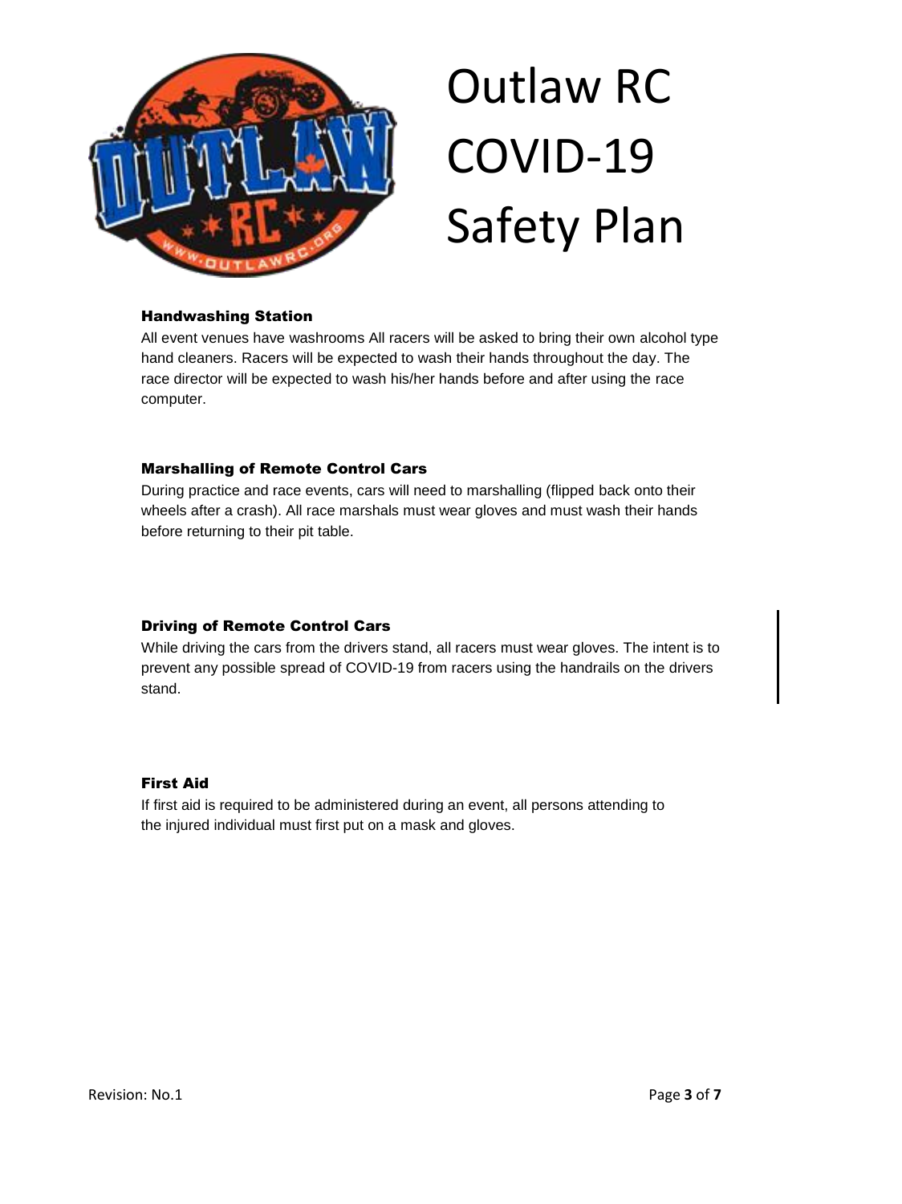# Outlaw RC COVID-19 Safety Plan

### Handwashing Station

All event venues have washrooms All racers will be asked to bring their own alcohol type hand cleaners. Racers will be expected to wash their hands throughout the day. The race director will be expected to wash his/her hands before and after using the race computer.

### Marshalling of Remote Control Cars

During practice and race events, cars will need to marshalling (flipped back onto their wheels after a crash). All race marshals must wear gloves and must wash their hands before returning to their pit table.

### Driving of Remote Control Cars

While driving the cars from the drivers stand, all racers must wear gloves. The intent is to prevent any possible spread of COVID-19 from racers using the handrails on the drivers stand.

### First Aid

If first aid is required to be administered during an event, all persons attending to the injured individual must first put on a mask and gloves.

Revision: No.1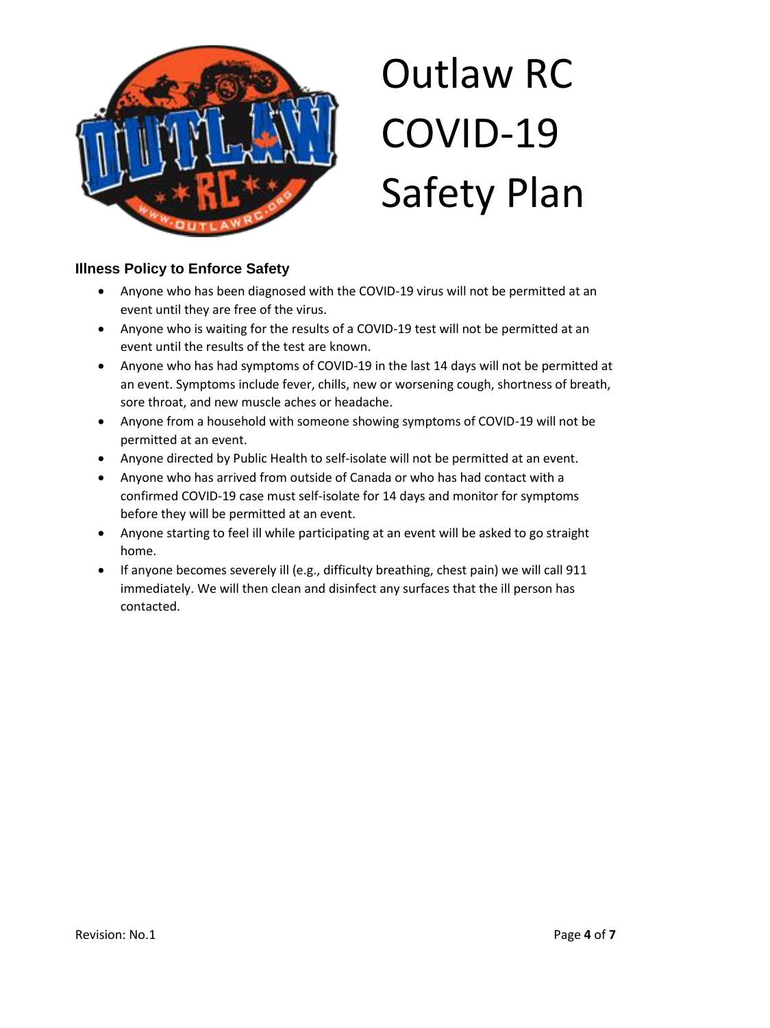# Outlaw RC COVID-19 Safety Plan

### Illness Policy to Enforce Safety

- Anyone who has been diagnosed with the COVID-19 virus will not be permitted at an event until they are free of the virus.
- Anyone who is waiting for the results of a COVID-19 test will not be permitted at an event until the results of the test are known.
- Anyone who has had symptoms of COVID-19 in the last 14 days will not be permitted at an event. Symptoms include fever, chills, new or worsening cough, shortness of breath, sore throat, and new muscle aches or headache.
- Anyone from a household with someone showing symptoms of COVID-19 will not be permitted at an event.
- Anyone directed by Public Health to self-isolate will not be permitted at an event.
- Anyone who has arrived from outside of Canada or who has had contact with a confirmed COVID-19 case must self-isolate for 14 days and monitor for symptoms before they will be permitted at an event.
- Anyone starting to feel ill while participating at an event will be asked to go straight home.
- If anyone becomes severely ill (e.g., difficulty breathing, chest pain) we will call 911 immediately. We will then clean and disinfect any surfaces that the ill person has contacted.

Revision: No.1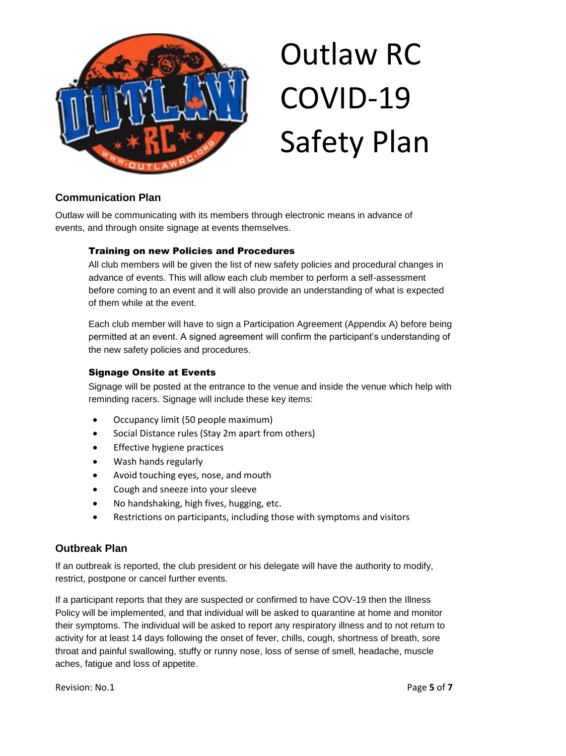# Outlaw RC COVID-19 Safety Plan

## Communication Plan

Outlaw will be communicating with its members through electronic means in advance of events, and through onsite signage at events themselves.

### Training on new Policies and Procedures

All club members will be given the list of new safety policies and procedural changes in advance of events. This will allow each club member to perform a self-assessment before coming to an event and it will also provide an understanding of what is expected of them while at the event.

Each club member will have to sign a Participation Agreement (Appendix A) before being permitted at an event. A signed agreement will confirm the participant's understanding of the new safety policies and procedures.

### Signage Onsite at Events

Signage will be posted at the entrance to the venue and inside the venue which help with reminding racers. Signage will include these key items:

- Occupancy limit (50 people maximum)
- Social Distance rules (Stay 2m apart from others)
- Effective hygiene practices
- Wash hands regularly
- Avoid touching eyes, nose, and mouth
- Cough and sneeze into your sleeve
- No handshaking, high fives, hugging, etc.
- Restrictions on participants, including those with symptoms and visitors

## Outbreak Plan

If an outbreak is reported, the club president or his delegate will have the authority to modify, restrict, postpone or cancel further events.

If a participant reports that they are suspected or confirmed to have COV-19 then the Illness Policy will be implemented, and that individual will be asked to quarantine at home and monitor their symptoms. The individual will be asked to report any respiratory illness and to not return to activity for at least 14 days following the onset of fever, chills, cough, shortness of breath, sore throat and painful swallowing, stuffy or runny nose, loss of sense of smell, headache, muscle aches, fatigue and loss of appetite.

Revision: No.1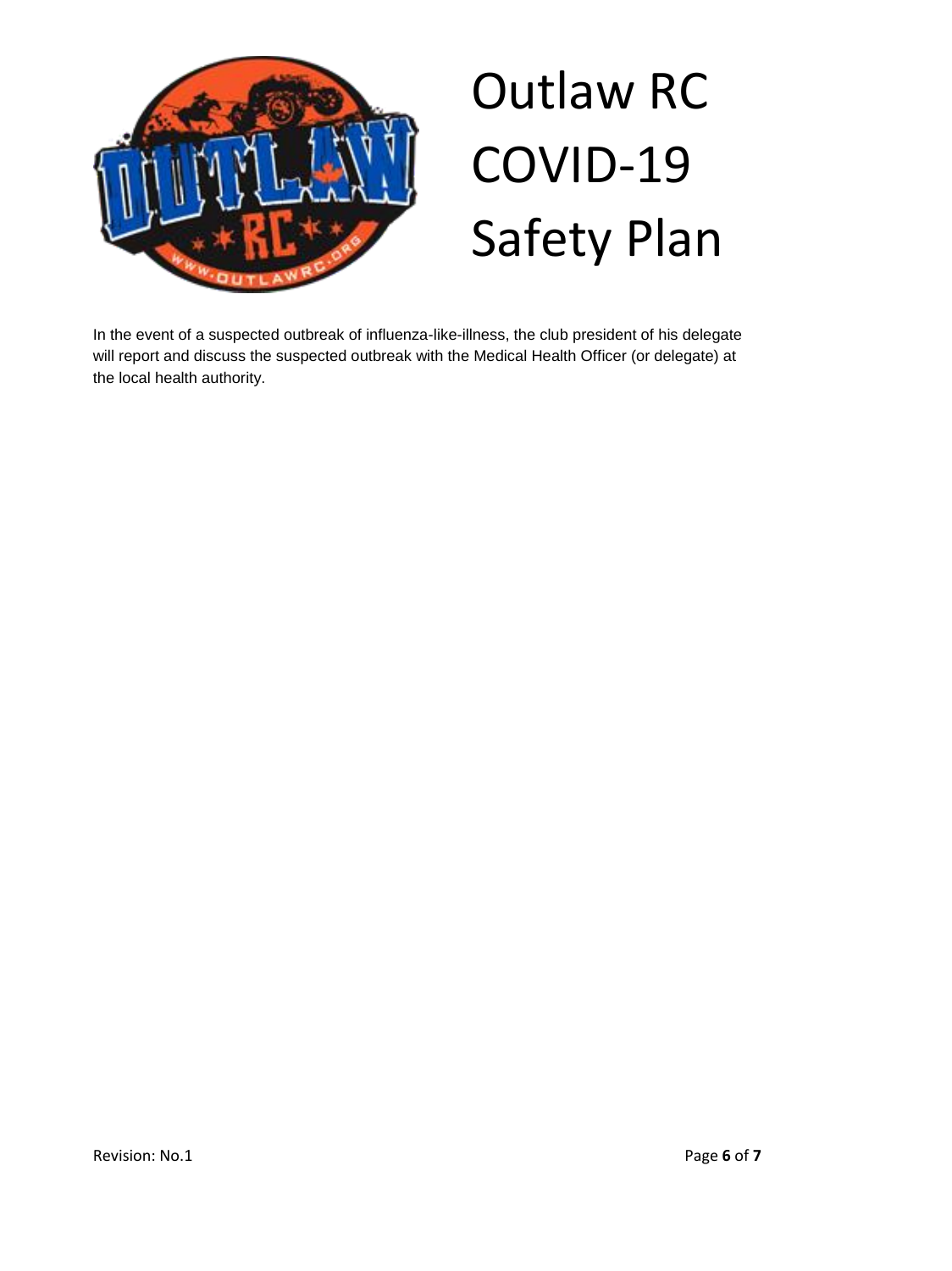# Outlaw RC COVID-19 Safety Plan

In the event of a suspected outbreak of influenza-like-illness, the club president of his delegate will report and discuss the suspected outbreak with the Medical Health Officer (or delegate) at the local health authority.

Revision: No.1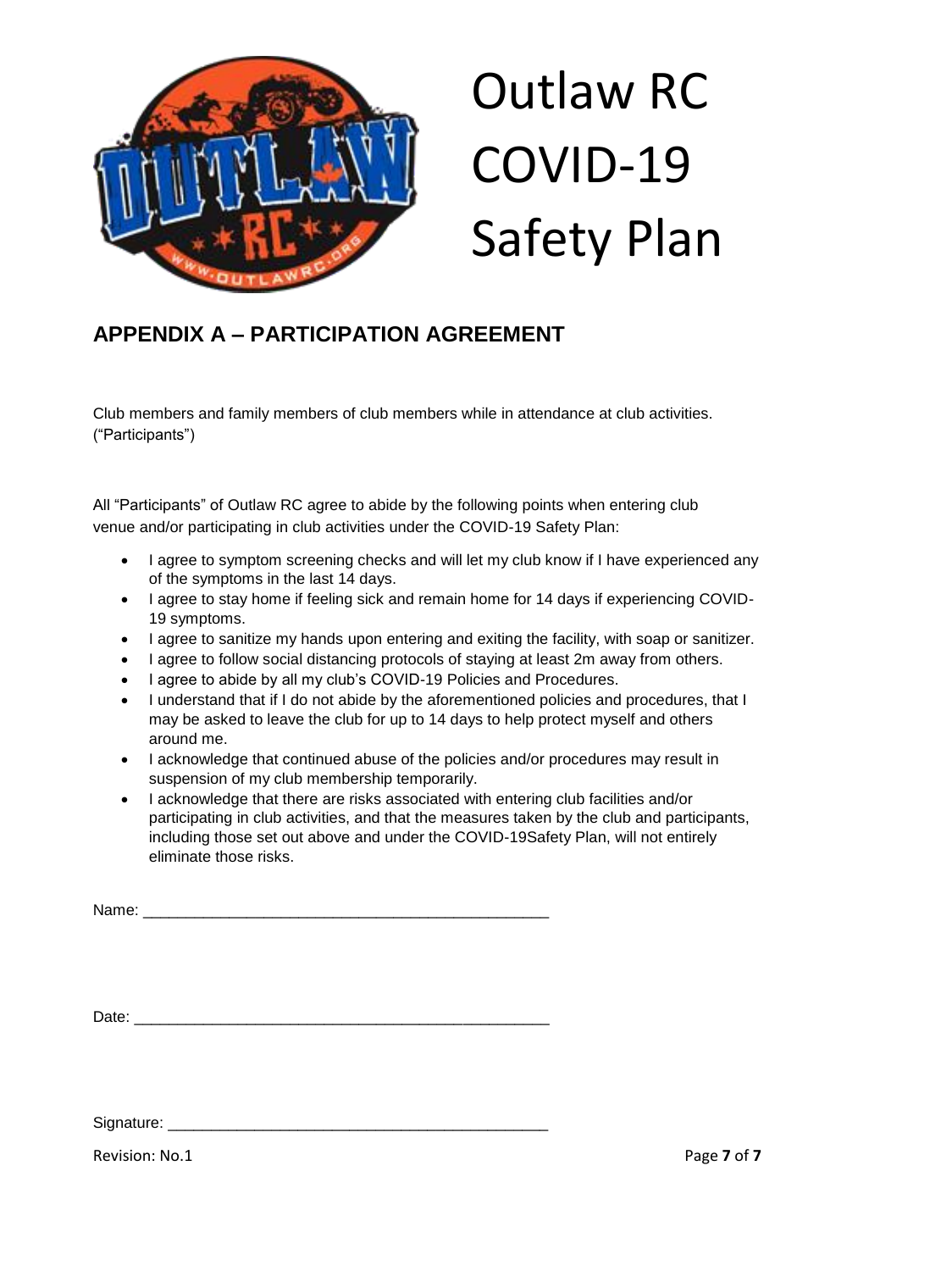# Outlaw RC COVID-19 Safety Plan

## APPENDIX A – PARTICIPATION AGREEMENT

Club members and family members of club members while in attendance at club activities. ("Participants")

All "Participants" of Outlaw RC agree to abide by the following points when entering club venue and/or participating in club activities under the COVID-19 Safety Plan:

- I agree to symptom screening checks and will let my club know if I have experienced any of the symptoms in the last 14 days.
- I agree to stay home if feeling sick and remain home for 14 days if experiencing COVID-19 symptoms.
- I agree to sanitize my hands upon entering and exiting the facility, with soap or sanitizer.
- I agree to follow social distancing protocols of staying at least 2m away from others.
- I agree to abide by all my club's COVID-19 Policies and Procedures.
- I understand that if I do not abide by the aforementioned policies and procedures, that I may be asked to leave the club for up to 14 days to help protect myself and others around me.
- I acknowledge that continued abuse of the policies and/or procedures may result in suspension of my club membership temporarily.
- I acknowledge that there are risks associated with entering club facilities and/or participating in club activities, and that the measures taken by the club and participants, including those set out above and under the COVID-19Safety Plan, will not entirely eliminate those risks.

Name: ____________________________________________

Date: ____________________________________________

Signature: ________________________________________

Revision: No.1